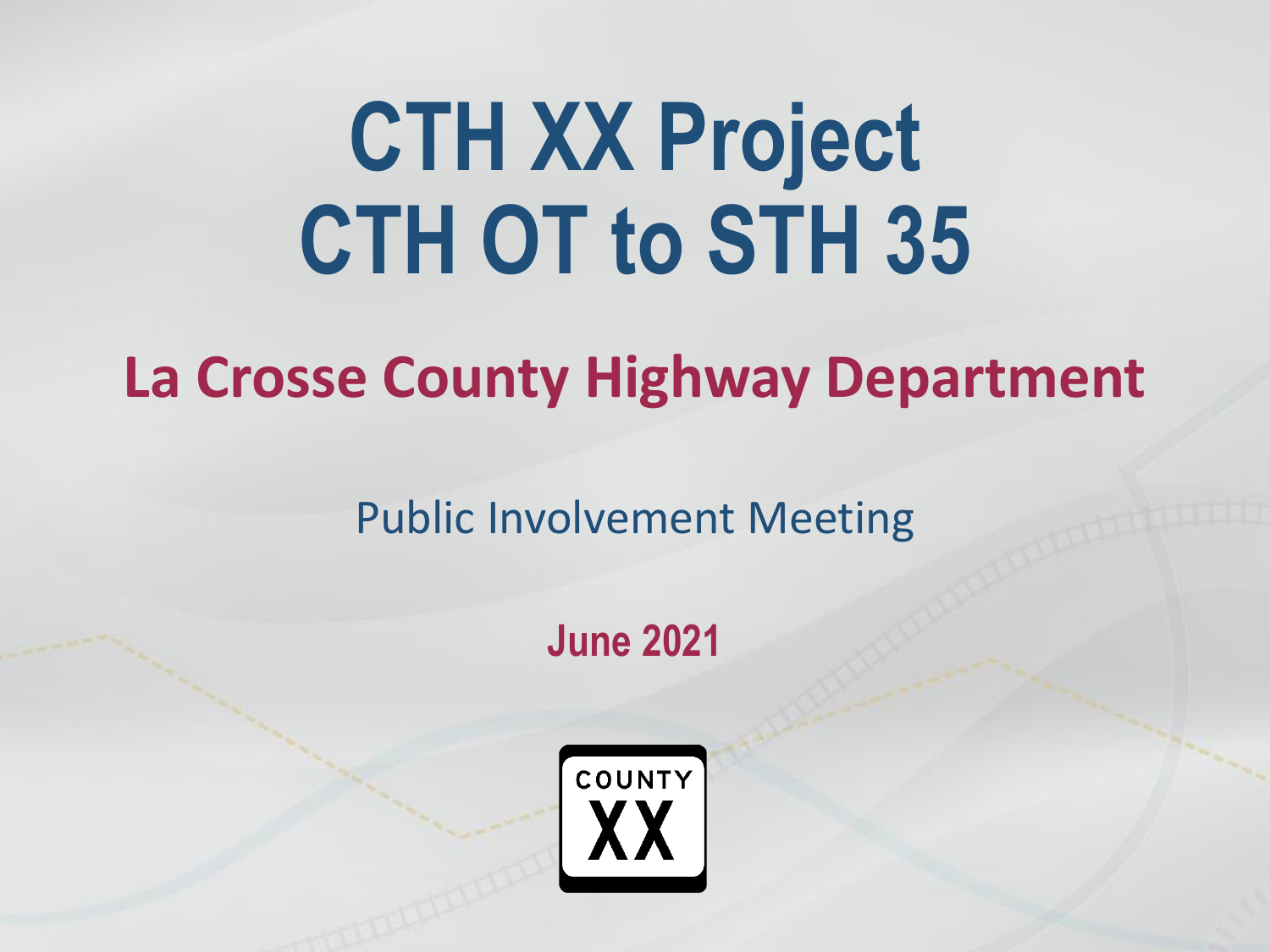# CTH XX Project
# CTH OT to STH 35

## La Crosse County Highway Department

Public Involvement Meeting

**June 2021**

COUNTY
XX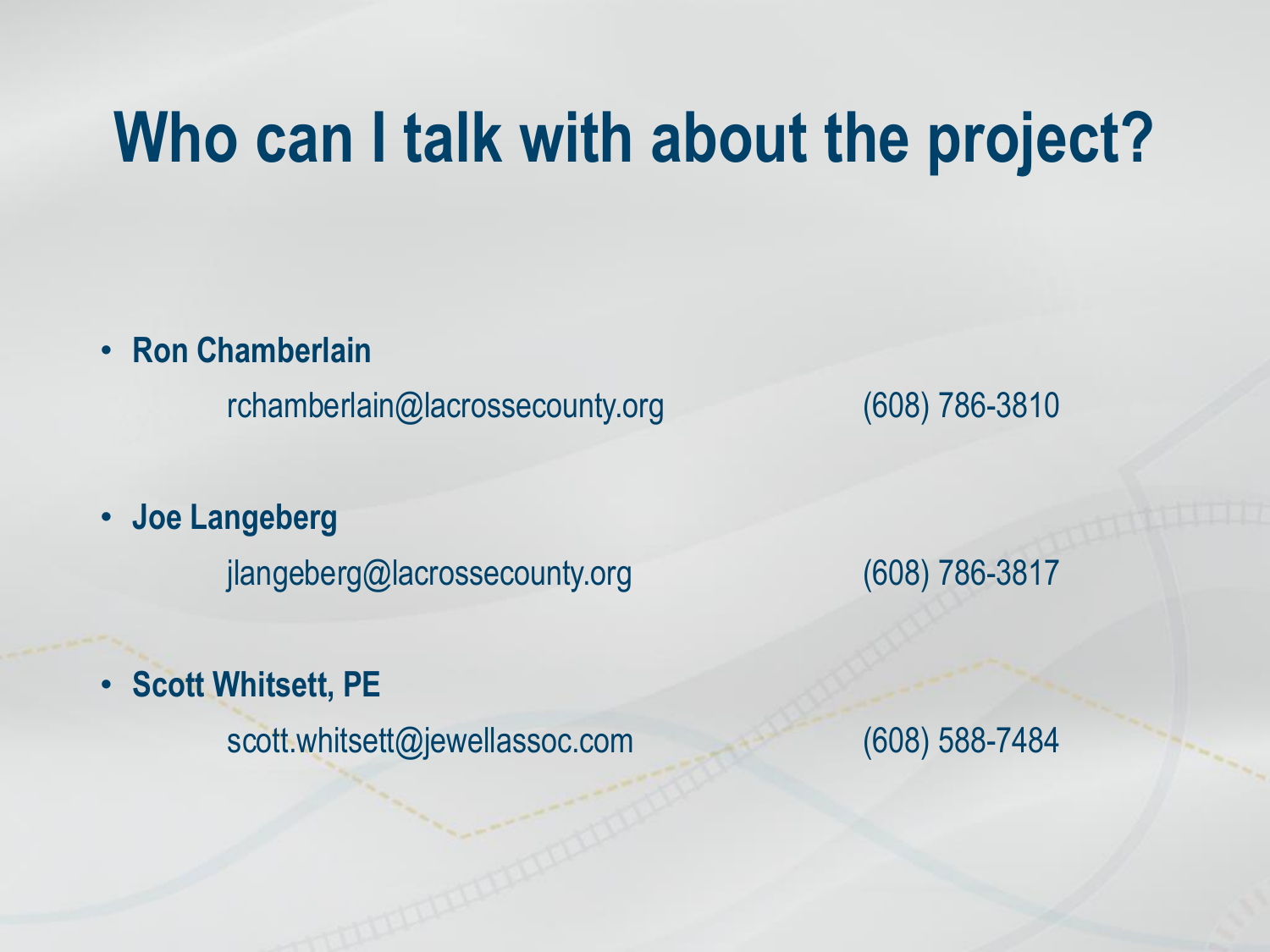# Who can I talk with about the project?

- **Ron Chamberlain**
  
  rchamberlain@lacrossecounty.org (608) 786-3810

- **Joe Langeberg**
  
  jlangeberg@lacrossecounty.org (608) 786-3817

- **Scott Whitsett, PE**
  
  scott.whitsett@jewellassoc.com (608) 588-7484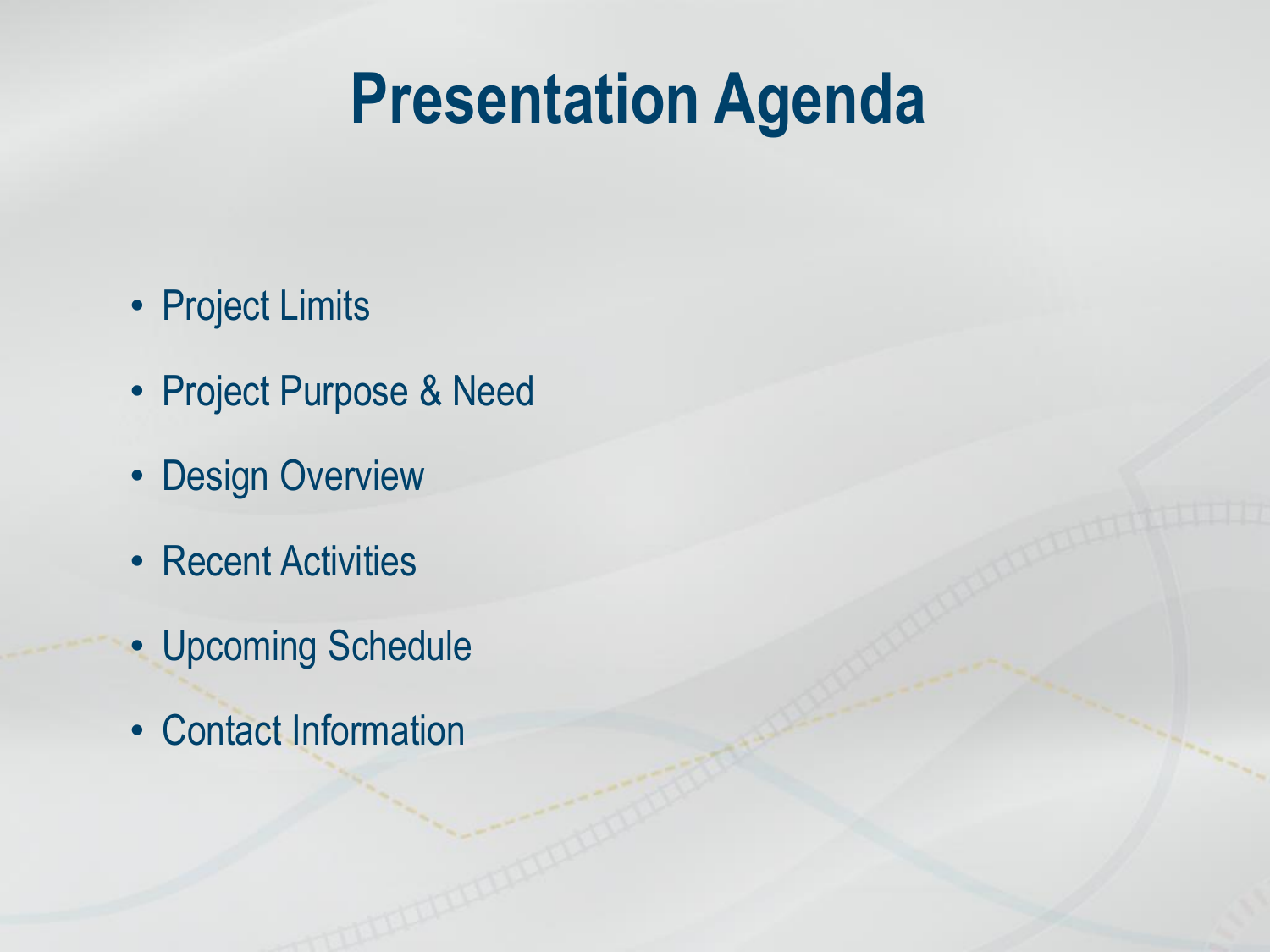# Presentation Agenda

- Project Limits
- Project Purpose & Need
- Design Overview
- Recent Activities
- Upcoming Schedule
- Contact Information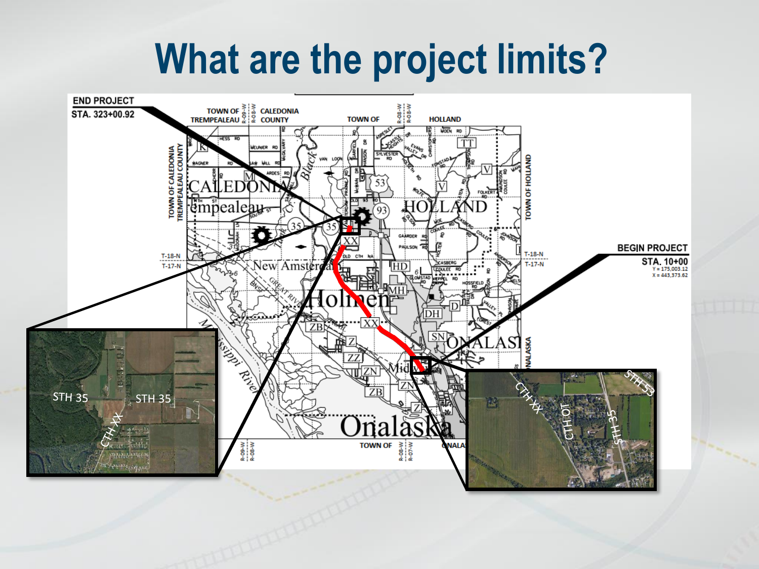# What are the project limits?

END PROJECT
STA. 323+00.92

BEGIN PROJECT
STA. 10+00
Y = 175,003.12
X = 443,373.62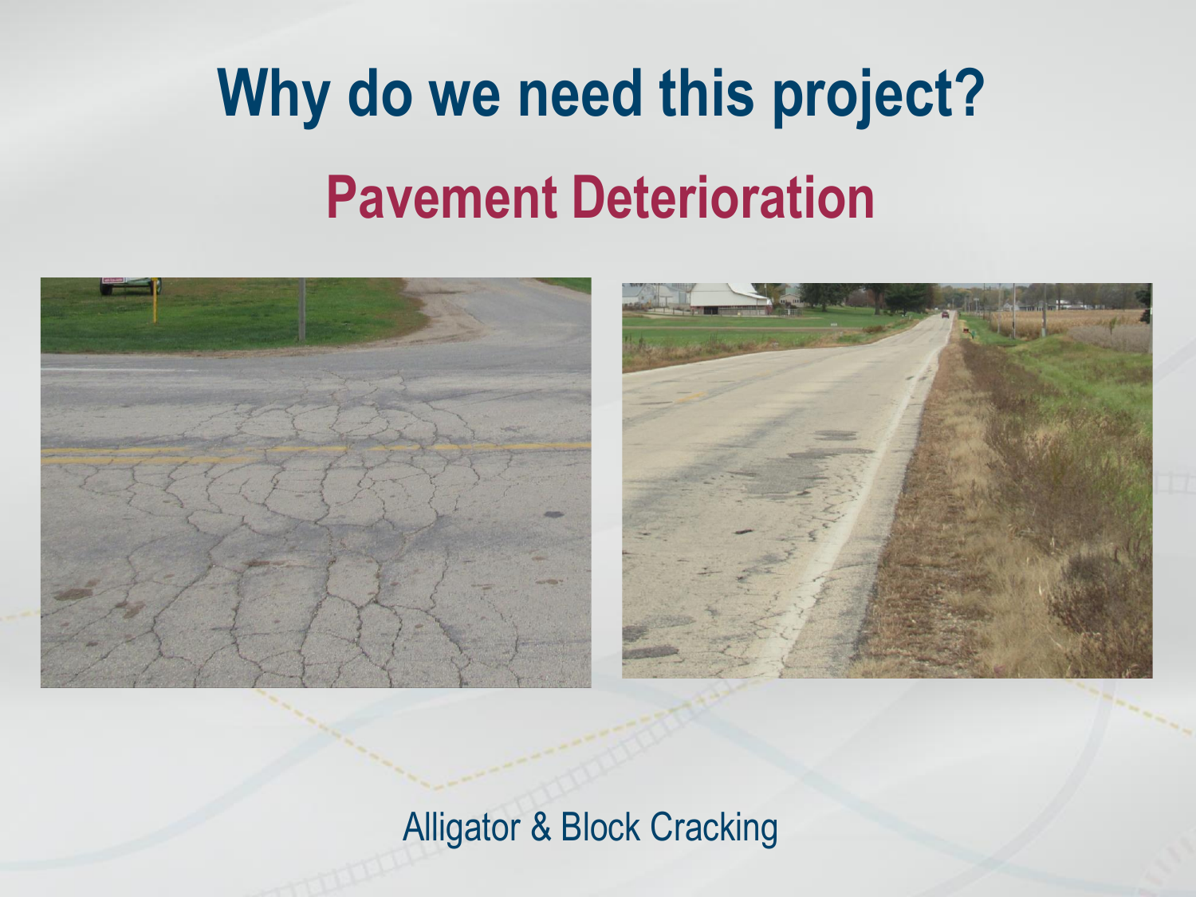# Why do we need this project?

## Pavement Deterioration

Alligator & Block Cracking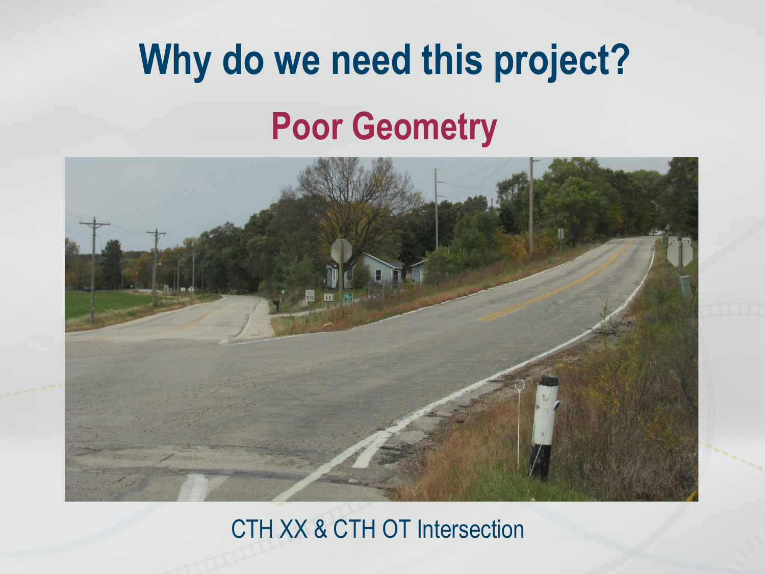# Why do we need this project?

## Poor Geometry

CTH XX & CTH OT Intersection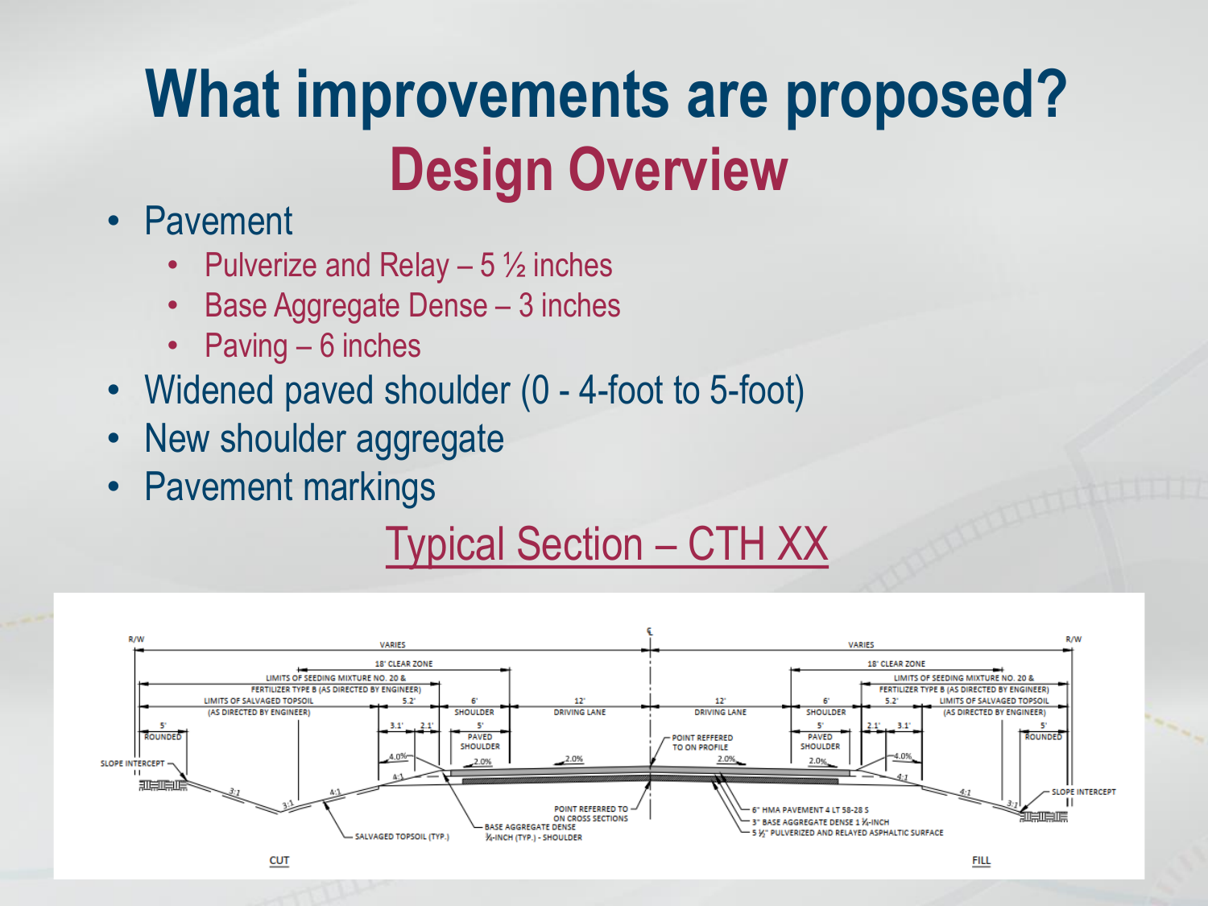# What improvements are proposed?

## Design Overview

- Pavement
  - Pulverize and Relay – 5 ½ inches
  - Base Aggregate Dense – 3 inches
  - Paving – 6 inches
- Widened paved shoulder (0 - 4-foot to 5-foot)
- New shoulder aggregate
- Pavement markings

Typical Section – CTH XX

R/W VARIES ℄ VARIES R/W

18' CLEAR ZONE

LIMITS OF SEEDING MIXTURE NO. 20 & FERTILIZER TYPE B (AS DIRECTED BY ENGINEER)

LIMITS OF SALVAGED TOPSOIL (AS DIRECTED BY ENGINEER)

5.2' 6' SHOULDER 12' DRIVING LANE 12' DRIVING LANE 6' SHOULDER 5.2'

5' ROUNDED 3.1' 2.1' 5' PAVED SHOULDER 5' PAVED SHOULDER 2.1' 3.1' 5' ROUNDED

SLOPE INTERCEPT 3:1 3:1 4:1 4.0% 4:1 2.0% 2.0% 2.0% 2.0% 4.0% 4:1 4:1 3:1 SLOPE INTERCEPT

POINT REFFERED TO ON PROFILE

POINT REFERRED TO ON CROSS SECTIONS

SALVAGED TOPSOIL (TYP.)

BASE AGGREGATE DENSE ¾-INCH (TYP.) - SHOULDER

6" HMA PAVEMENT 4 LT 58-28 S

3" BASE AGGREGATE DENSE 1 ¼-INCH

5 ½" PULVERIZED AND RELAYED ASPHALTIC SURFACE

CUT FILL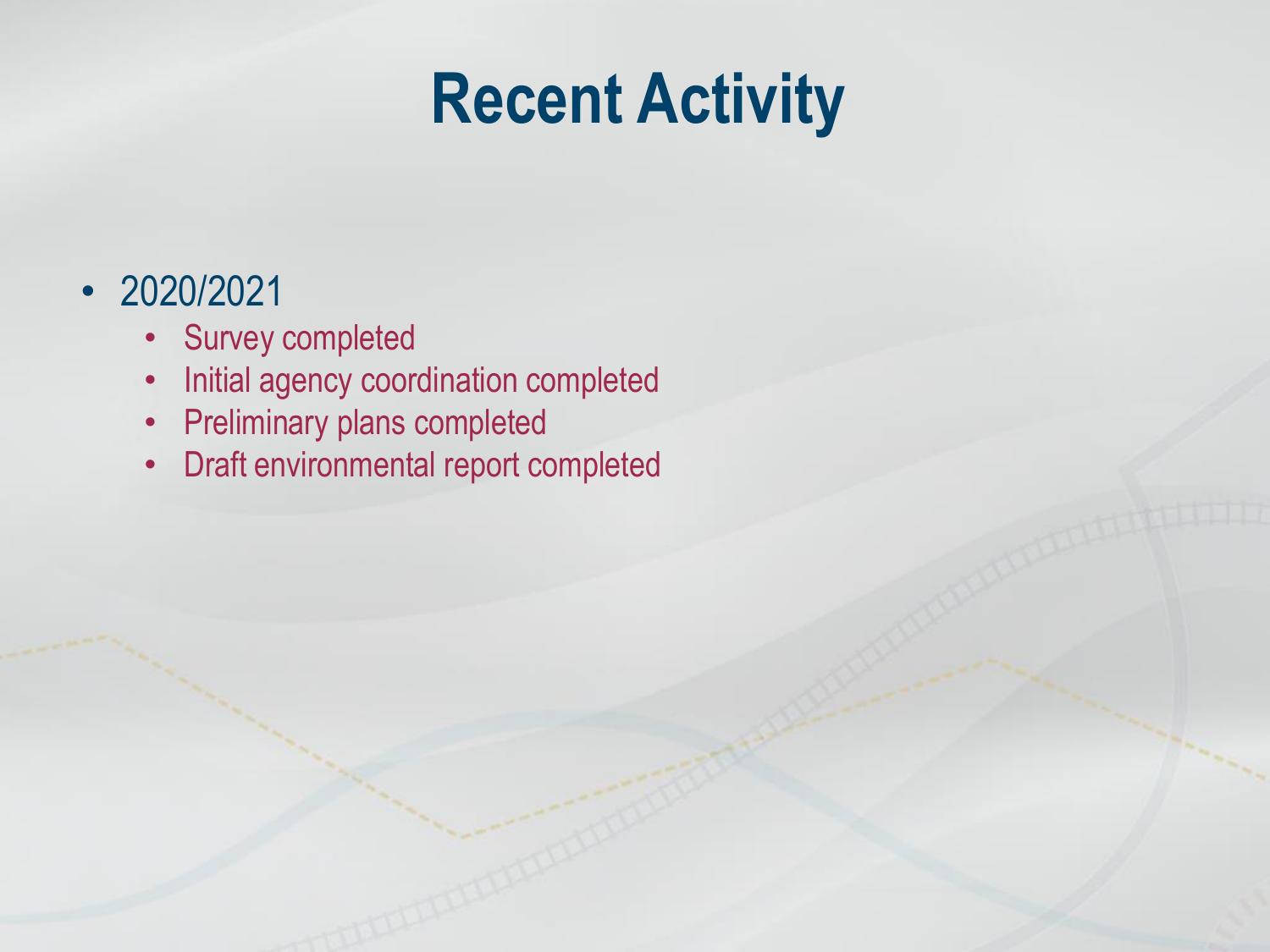# Recent Activity

- 2020/2021
  - Survey completed
  - Initial agency coordination completed
  - Preliminary plans completed
  - Draft environmental report completed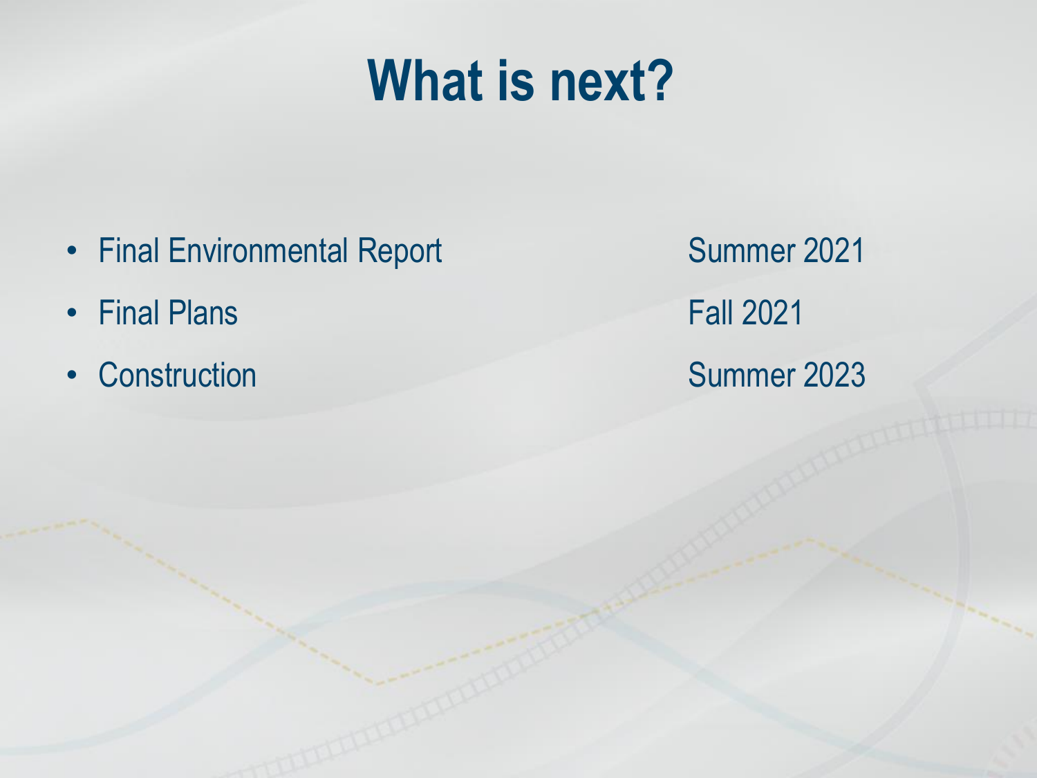# What is next?

| | |
|---|---|
| Final Environmental Report | Summer 2021 |
| Final Plans | Fall 2021 |
| Construction | Summer 2023 |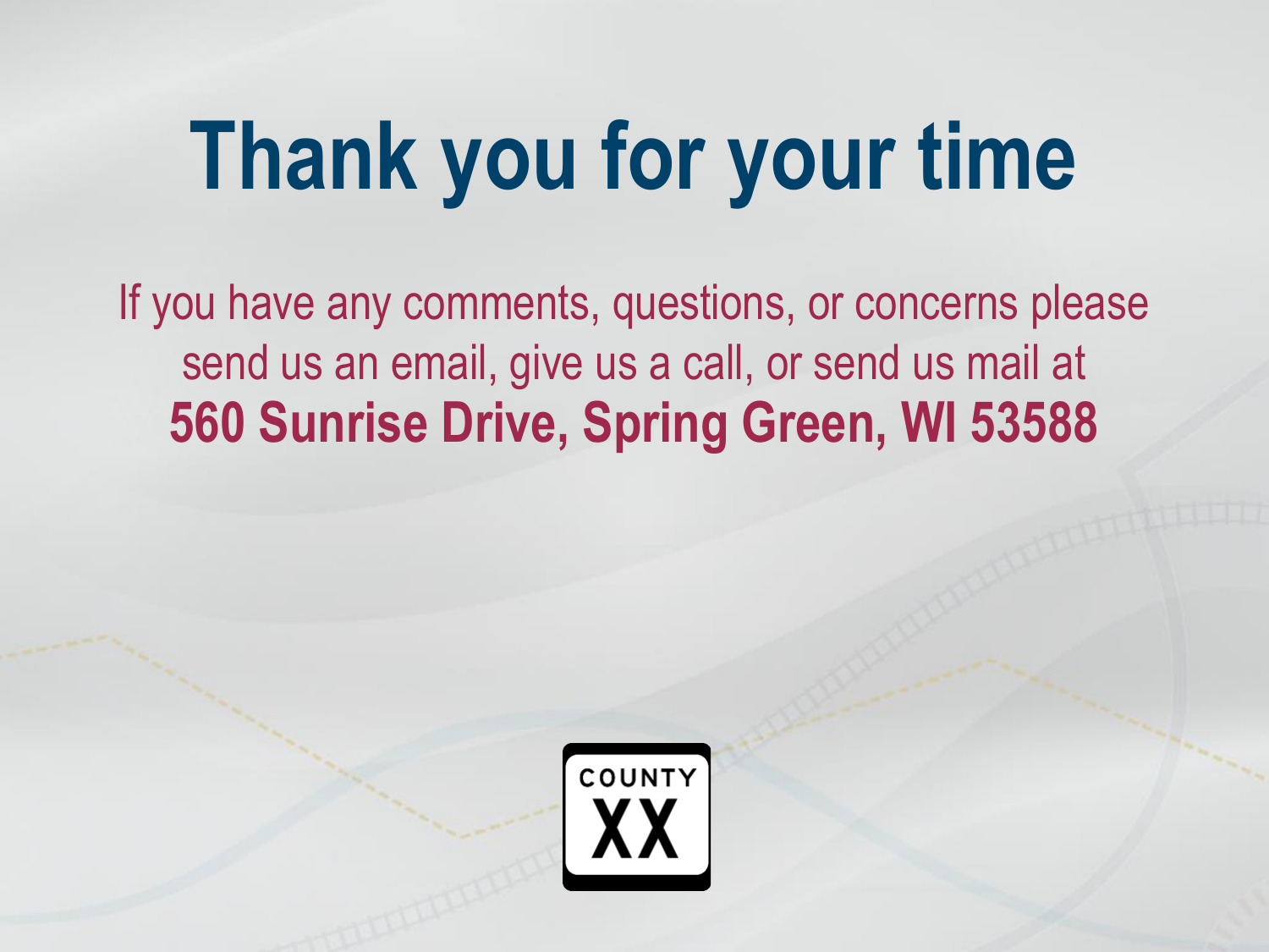# Thank you for your time

If you have any comments, questions, or concerns please send us an email, give us a call, or send us mail at **560 Sunrise Drive, Spring Green, WI 53588**

COUNTY
XX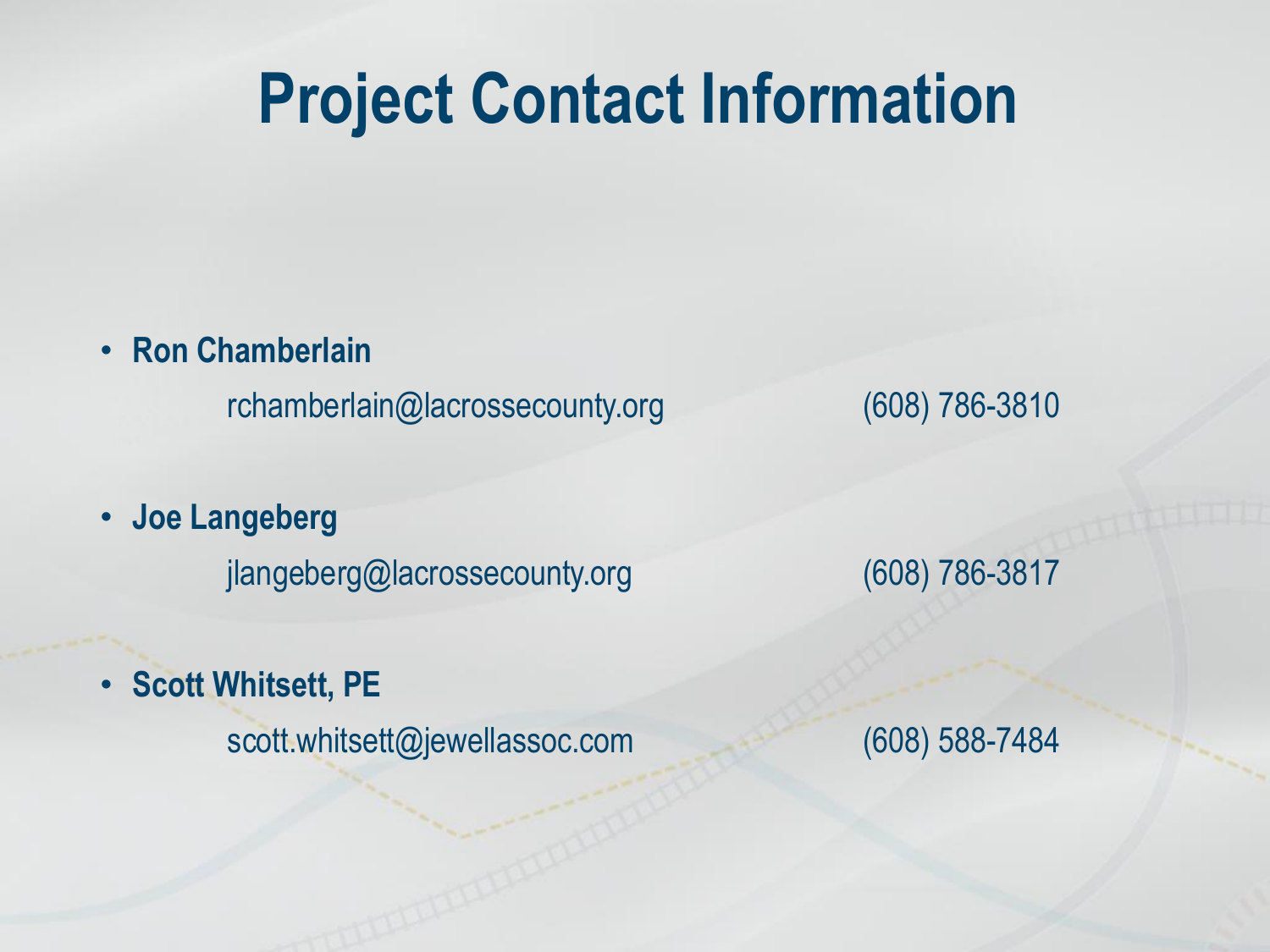# Project Contact Information

- **Ron Chamberlain**

  rchamberlain@lacrossecounty.org (608) 786-3810

- **Joe Langeberg**

  jlangeberg@lacrossecounty.org (608) 786-3817

- **Scott Whitsett, PE**

  scott.whitsett@jewellassoc.com (608) 588-7484